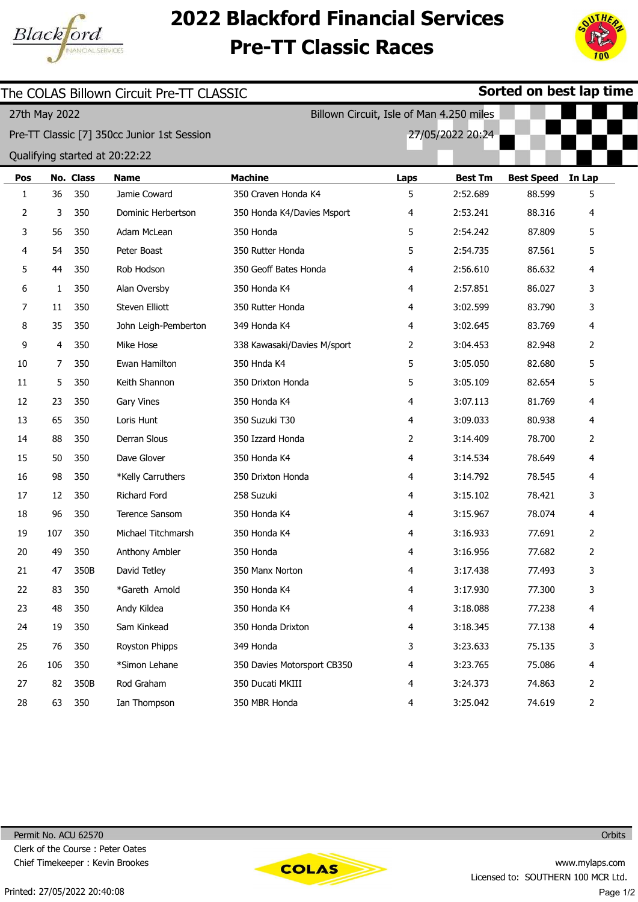# 2022 Blackford Financial Services Pre-TT Classic Races

## The COLAS Billown Circuit Pre-TT CLASSIC

**Sorted on best lap time**

27th May 2022 — Billown Circuit, Isle of Man 4.250 miles

Pre-TT Classic [7] 350cc Junior 1st Session — 27/05/2022 20:24

Qualifying started at 20:22:22

| Pos | No. | Class | Name | Machine | Laps | Best Tm | Best Speed | In Lap |
|---|---|---|---|---|---|---|---|---|
| 1 | 36 | 350 | Jamie Coward | 350 Craven Honda K4 | 5 | 2:52.689 | 88.599 | 5 |
| 2 | 3 | 350 | Dominic Herbertson | 350 Honda K4/Davies Msport | 4 | 2:53.241 | 88.316 | 4 |
| 3 | 56 | 350 | Adam McLean | 350 Honda | 5 | 2:54.242 | 87.809 | 5 |
| 4 | 54 | 350 | Peter Boast | 350 Rutter Honda | 5 | 2:54.735 | 87.561 | 5 |
| 5 | 44 | 350 | Rob Hodson | 350 Geoff Bates Honda | 4 | 2:56.610 | 86.632 | 4 |
| 6 | 1 | 350 | Alan Oversby | 350 Honda K4 | 4 | 2:57.851 | 86.027 | 3 |
| 7 | 11 | 350 | Steven Elliott | 350 Rutter Honda | 4 | 3:02.599 | 83.790 | 3 |
| 8 | 35 | 350 | John Leigh-Pemberton | 349 Honda K4 | 4 | 3:02.645 | 83.769 | 4 |
| 9 | 4 | 350 | Mike Hose | 338 Kawasaki/Davies M/sport | 2 | 3:04.453 | 82.948 | 2 |
| 10 | 7 | 350 | Ewan Hamilton | 350 Hnda K4 | 5 | 3:05.050 | 82.680 | 5 |
| 11 | 5 | 350 | Keith Shannon | 350 Drixton Honda | 5 | 3:05.109 | 82.654 | 5 |
| 12 | 23 | 350 | Gary Vines | 350 Honda K4 | 4 | 3:07.113 | 81.769 | 4 |
| 13 | 65 | 350 | Loris Hunt | 350 Suzuki T30 | 4 | 3:09.033 | 80.938 | 4 |
| 14 | 88 | 350 | Derran Slous | 350 Izzard Honda | 2 | 3:14.409 | 78.700 | 2 |
| 15 | 50 | 350 | Dave Glover | 350 Honda K4 | 4 | 3:14.534 | 78.649 | 4 |
| 16 | 98 | 350 | *Kelly Carruthers | 350 Drixton Honda | 4 | 3:14.792 | 78.545 | 4 |
| 17 | 12 | 350 | Richard Ford | 258 Suzuki | 4 | 3:15.102 | 78.421 | 3 |
| 18 | 96 | 350 | Terence Sansom | 350 Honda K4 | 4 | 3:15.967 | 78.074 | 4 |
| 19 | 107 | 350 | Michael Titchmarsh | 350 Honda K4 | 4 | 3:16.933 | 77.691 | 2 |
| 20 | 49 | 350 | Anthony Ambler | 350 Honda | 4 | 3:16.956 | 77.682 | 2 |
| 21 | 47 | 350B | David Tetley | 350 Manx Norton | 4 | 3:17.438 | 77.493 | 3 |
| 22 | 83 | 350 | *Gareth Arnold | 350 Honda K4 | 4 | 3:17.930 | 77.300 | 3 |
| 23 | 48 | 350 | Andy Kildea | 350 Honda K4 | 4 | 3:18.088 | 77.238 | 4 |
| 24 | 19 | 350 | Sam Kinkead | 350 Honda Drixton | 4 | 3:18.345 | 77.138 | 4 |
| 25 | 76 | 350 | Royston Phipps | 349 Honda | 3 | 3:23.633 | 75.135 | 3 |
| 26 | 106 | 350 | *Simon Lehane | 350 Davies Motorsport CB350 | 4 | 3:23.765 | 75.086 | 4 |
| 27 | 82 | 350B | Rod Graham | 350 Ducati MKIII | 4 | 3:24.373 | 74.863 | 2 |
| 28 | 63 | 350 | Ian Thompson | 350 MBR Honda | 4 | 3:25.042 | 74.619 | 2 |

Permit No. ACU 62570

Clerk of the Course : Peter Oates

Chief Timekeeper : Kevin Brookes

Orbits

www.mylaps.com

Licensed to: SOUTHERN 100 MCR Ltd.

Printed: 27/05/2022 20:40:08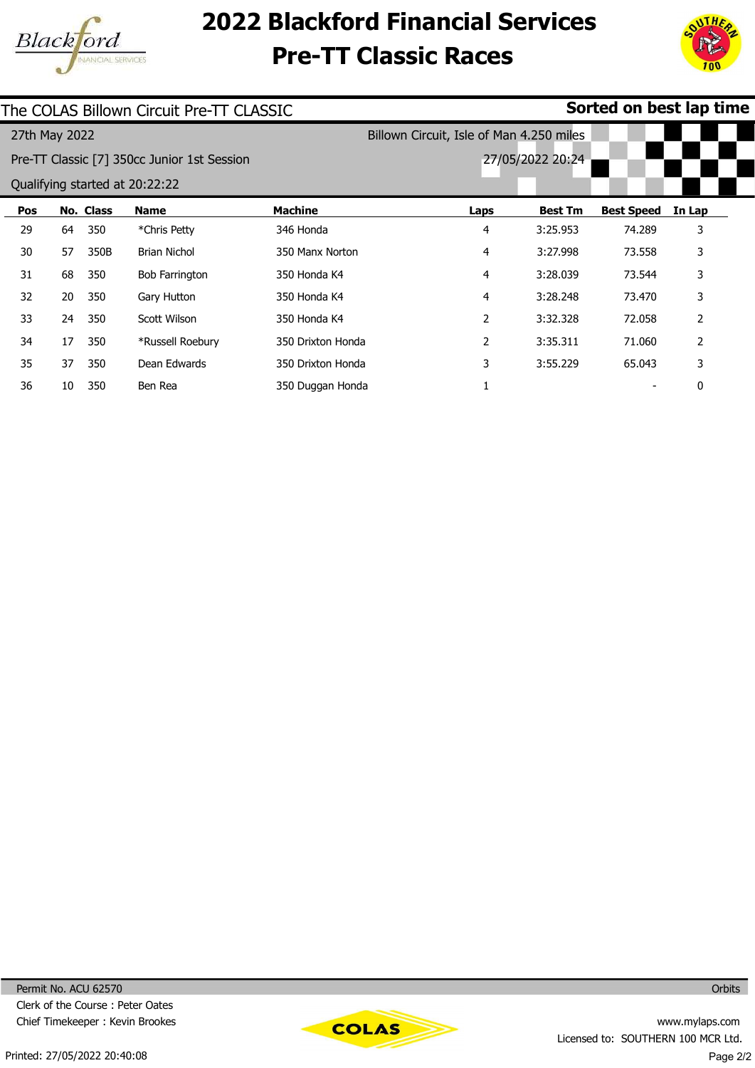# 2022 Blackford Financial Services Pre-TT Classic Races

## The COLAS Billown Circuit Pre-TT CLASSIC

**Sorted on best lap time**

27th May 2022 — Billown Circuit, Isle of Man 4.250 miles

Pre-TT Classic [7] 350cc Junior 1st Session — 27/05/2022 20:24

Qualifying started at 20:22:22

| Pos | No. | Class | Name | Machine | Laps | Best Tm | Best Speed | In Lap |
|---|---|---|---|---|---|---|---|---|
| 29 | 64 | 350 | *Chris Petty | 346 Honda | 4 | 3:25.953 | 74.289 | 3 |
| 30 | 57 | 350B | Brian Nichol | 350 Manx Norton | 4 | 3:27.998 | 73.558 | 3 |
| 31 | 68 | 350 | Bob Farrington | 350 Honda K4 | 4 | 3:28.039 | 73.544 | 3 |
| 32 | 20 | 350 | Gary Hutton | 350 Honda K4 | 4 | 3:28.248 | 73.470 | 3 |
| 33 | 24 | 350 | Scott Wilson | 350 Honda K4 | 2 | 3:32.328 | 72.058 | 2 |
| 34 | 17 | 350 | *Russell Roebury | 350 Drixton Honda | 2 | 3:35.311 | 71.060 | 2 |
| 35 | 37 | 350 | Dean Edwards | 350 Drixton Honda | 3 | 3:55.229 | 65.043 | 3 |
| 36 | 10 | 350 | Ben Rea | 350 Duggan Honda | 1 | | - | 0 |

Permit No. ACU 62570

Clerk of the Course : Peter Oates

Chief Timekeeper : Kevin Brookes

Orbits

www.mylaps.com

Licensed to: SOUTHERN 100 MCR Ltd.

Printed: 27/05/2022 20:40:08